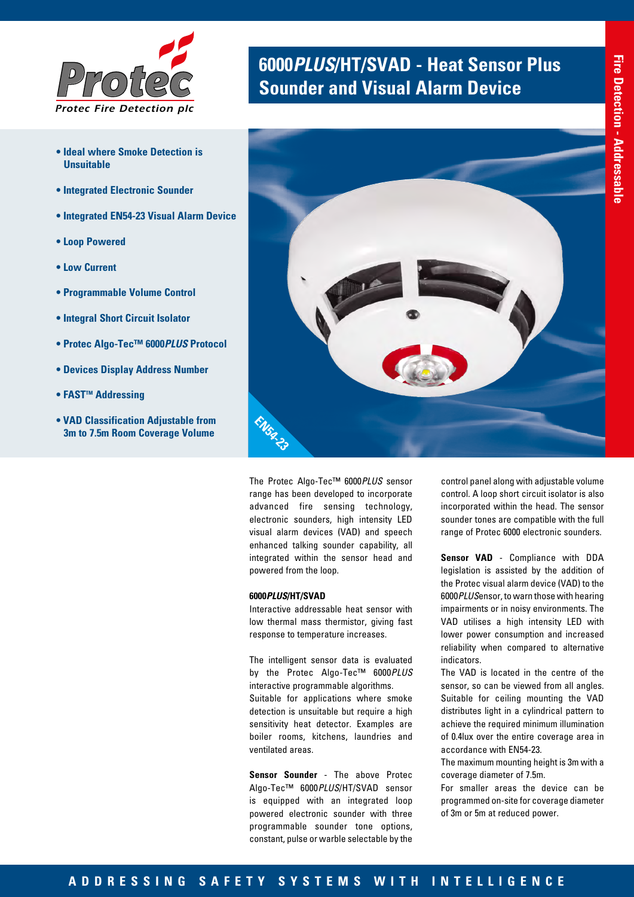Protec Fire Detection plc

# 6000*PLUS*/HT/SVAD - Heat Sensor Plus Sounder and Visual Alarm Device

Fire Detection - Addressable

- Ideal where Smoke Detection is Unsuitable
- Integrated Electronic Sounder
- Integrated EN54-23 Visual Alarm Device
- Loop Powered
- Low Current
- Programmable Volume Control
- Integral Short Circuit Isolator
- Protec Algo-Tec™ 6000*PLUS* Protocol
- Devices Display Address Number
- FAST™ Addressing
- VAD Classification Adjustable from 3m to 7.5m Room Coverage Volume

EN54-23

The Protec Algo-Tec™ 6000*PLUS* sensor range has been developed to incorporate advanced fire sensing technology, electronic sounders, high intensity LED visual alarm devices (VAD) and speech enhanced talking sounder capability, all integrated within the sensor head and powered from the loop.

**6000*PLUS*/HT/SVAD**

Interactive addressable heat sensor with low thermal mass thermistor, giving fast response to temperature increases.

The intelligent sensor data is evaluated by the Protec Algo-Tec™ 6000*PLUS* interactive programmable algorithms.
Suitable for applications where smoke detection is unsuitable but require a high sensitivity heat detector. Examples are boiler rooms, kitchens, laundries and ventilated areas.

**Sensor Sounder** - The above Protec Algo-Tec™ 6000*PLUS*/HT/SVAD sensor is equipped with an integrated loop powered electronic sounder with three programmable sounder tone options, constant, pulse or warble selectable by the control panel along with adjustable volume control. A loop short circuit isolator is also incorporated within the head. The sensor sounder tones are compatible with the full range of Protec 6000 electronic sounders.

**Sensor VAD** - Compliance with DDA legislation is assisted by the addition of the Protec visual alarm device (VAD) to the 6000*PLUS* Sensor, to warn those with hearing impairments or in noisy environments. The VAD utilises a high intensity LED with lower power consumption and increased reliability when compared to alternative indicators.
The VAD is located in the centre of the sensor, so can be viewed from all angles. Suitable for ceiling mounting the VAD distributes light in a cylindrical pattern to achieve the required minimum illumination of 0.4lux over the entire coverage area in accordance with EN54-23.
The maximum mounting height is 3m with a coverage diameter of 7.5m.
For smaller areas the device can be programmed on-site for coverage diameter of 3m or 5m at reduced power.

ADDRESSING SAFETY SYSTEMS WITH INTELLIGENCE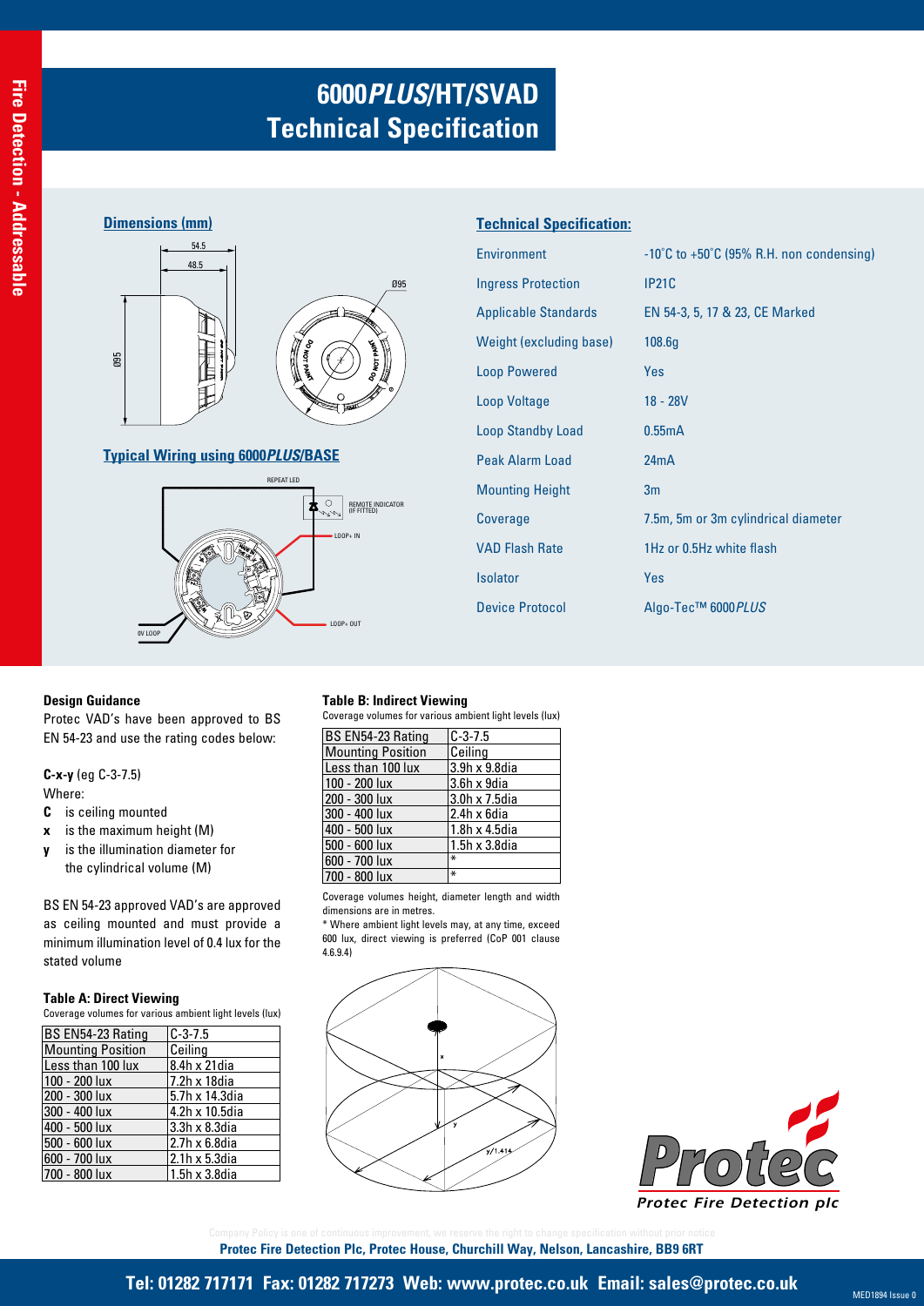# 6000*PLUS*/HT/SVAD Technical Specification

## Dimensions (mm)

54.5
48.5
Ø95
Ø95

## Typical Wiring using 6000*PLUS*/BASE

REPEAT LED
REMOTE INDICATOR (IF FITTED)
LOOP+ IN
LOOP+ OUT
0V LOOP

## Technical Specification:

| | |
|---|---|
| Environment | -10˚C to +50˚C (95% R.H. non condensing) |
| Ingress Protection | IP21C |
| Applicable Standards | EN 54-3, 5, 17 & 23, CE Marked |
| Weight (excluding base) | 108.6g |
| Loop Powered | Yes |
| Loop Voltage | 18 - 28V |
| Loop Standby Load | 0.55mA |
| Peak Alarm Load | 24mA |
| Mounting Height | 3m |
| Coverage | 7.5m, 5m or 3m cylindrical diameter |
| VAD Flash Rate | 1Hz or 0.5Hz white flash |
| Isolator | Yes |
| Device Protocol | Algo-Tec™ 6000*PLUS* |

### Design Guidance

Protec VAD's have been approved to BS EN 54-23 and use the rating codes below:

**C-x-y** (eg C-3-7.5)

Where:

- **C** is ceiling mounted
- **x** is the maximum height (M)
- **y** is the illumination diameter for the cylindrical volume (M)

BS EN 54-23 approved VAD's are approved as ceiling mounted and must provide a minimum illumination level of 0.4 lux for the stated volume

### Table A: Direct Viewing

Coverage volumes for various ambient light levels (lux)

| BS EN54-23 Rating | C-3-7.5 |
|---|---|
| Mounting Position | Ceiling |
| Less than 100 lux | 8.4h x 21dia |
| 100 - 200 lux | 7.2h x 18dia |
| 200 - 300 lux | 5.7h x 14.3dia |
| 300 - 400 lux | 4.2h x 10.5dia |
| 400 - 500 lux | 3.3h x 8.3dia |
| 500 - 600 lux | 2.7h x 6.8dia |
| 600 - 700 lux | 2.1h x 5.3dia |
| 700 - 800 lux | 1.5h x 3.8dia |

### Table B: Indirect Viewing

Coverage volumes for various ambient light levels (lux)

| BS EN54-23 Rating | C-3-7.5 |
|---|---|
| Mounting Position | Ceiling |
| Less than 100 lux | 3.9h x 9.8dia |
| 100 - 200 lux | 3.6h x 9dia |
| 200 - 300 lux | 3.0h x 7.5dia |
| 300 - 400 lux | 2.4h x 6dia |
| 400 - 500 lux | 1.8h x 4.5dia |
| 500 - 600 lux | 1.5h x 3.8dia |
| 600 - 700 lux | * |
| 700 - 800 lux | * |

Coverage volumes height, diameter length and width dimensions are in metres.

* Where ambient light levels may, at any time, exceed 600 lux, direct viewing is preferred (CoP 001 clause 4.6.9.4)

x
y
y/1.414

Protec Fire Detection plc

Company Policy is one of continuous improvement, we reserve the right to change specification without prior notice

**Protec Fire Detection Plc, Protec House, Churchill Way, Nelson, Lancashire, BB9 6RT**

**Tel: 01282 717171 Fax: 01282 717273 Web: www.protec.co.uk Email: sales@protec.co.uk**

MED1894 Issue 0